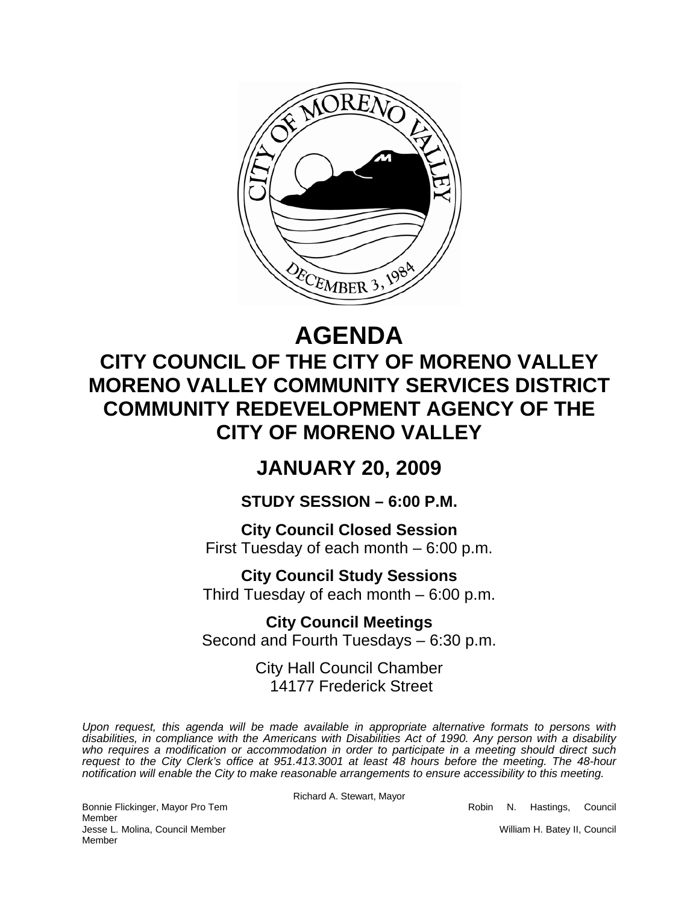# AGENDA

## CITY COUNCIL OF THE CITY OF MORENO VALLEY
## MORENO VALLEY COMMUNITY SERVICES DISTRICT
## COMMUNITY REDEVELOPMENT AGENCY OF THE CITY OF MORENO VALLEY

## JANUARY 20, 2009

### STUDY SESSION – 6:00 P.M.

**City Council Closed Session**
First Tuesday of each month – 6:00 p.m.

**City Council Study Sessions**
Third Tuesday of each month – 6:00 p.m.

**City Council Meetings**
Second and Fourth Tuesdays – 6:30 p.m.

City Hall Council Chamber
14177 Frederick Street

*Upon request, this agenda will be made available in appropriate alternative formats to persons with disabilities, in compliance with the Americans with Disabilities Act of 1990. Any person with a disability who requires a modification or accommodation in order to participate in a meeting should direct such request to the City Clerk's office at 951.413.3001 at least 48 hours before the meeting. The 48-hour notification will enable the City to make reasonable arrangements to ensure accessibility to this meeting.*

Richard A. Stewart, Mayor

Bonnie Flickinger, Mayor Pro Tem
Robin N. Hastings, Council Member
Jesse L. Molina, Council Member
William H. Batey II, Council Member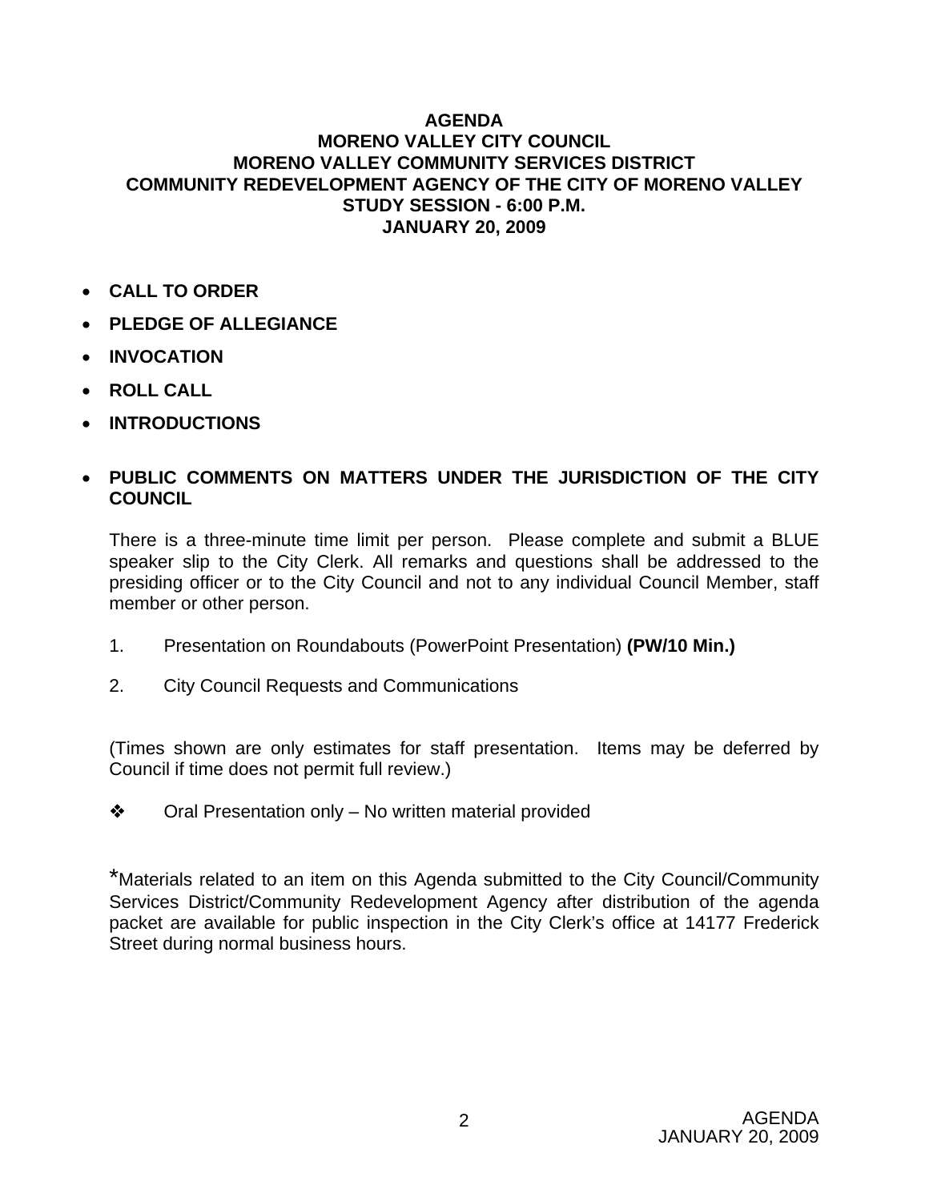**AGENDA**
**MORENO VALLEY CITY COUNCIL**
**MORENO VALLEY COMMUNITY SERVICES DISTRICT**
**COMMUNITY REDEVELOPMENT AGENCY OF THE CITY OF MORENO VALLEY**
**STUDY SESSION - 6:00 P.M.**
**JANUARY 20, 2009**

- **CALL TO ORDER**
- **PLEDGE OF ALLEGIANCE**
- **INVOCATION**
- **ROLL CALL**
- **INTRODUCTIONS**
- **PUBLIC COMMENTS ON MATTERS UNDER THE JURISDICTION OF THE CITY COUNCIL**

There is a three-minute time limit per person. Please complete and submit a BLUE speaker slip to the City Clerk. All remarks and questions shall be addressed to the presiding officer or to the City Council and not to any individual Council Member, staff member or other person.

1. Presentation on Roundabouts (PowerPoint Presentation) **(PW/10 Min.)**

2. City Council Requests and Communications

(Times shown are only estimates for staff presentation. Items may be deferred by Council if time does not permit full review.)

❖ Oral Presentation only – No written material provided

*Materials related to an item on this Agenda submitted to the City Council/Community Services District/Community Redevelopment Agency after distribution of the agenda packet are available for public inspection in the City Clerk's office at 14177 Frederick Street during normal business hours.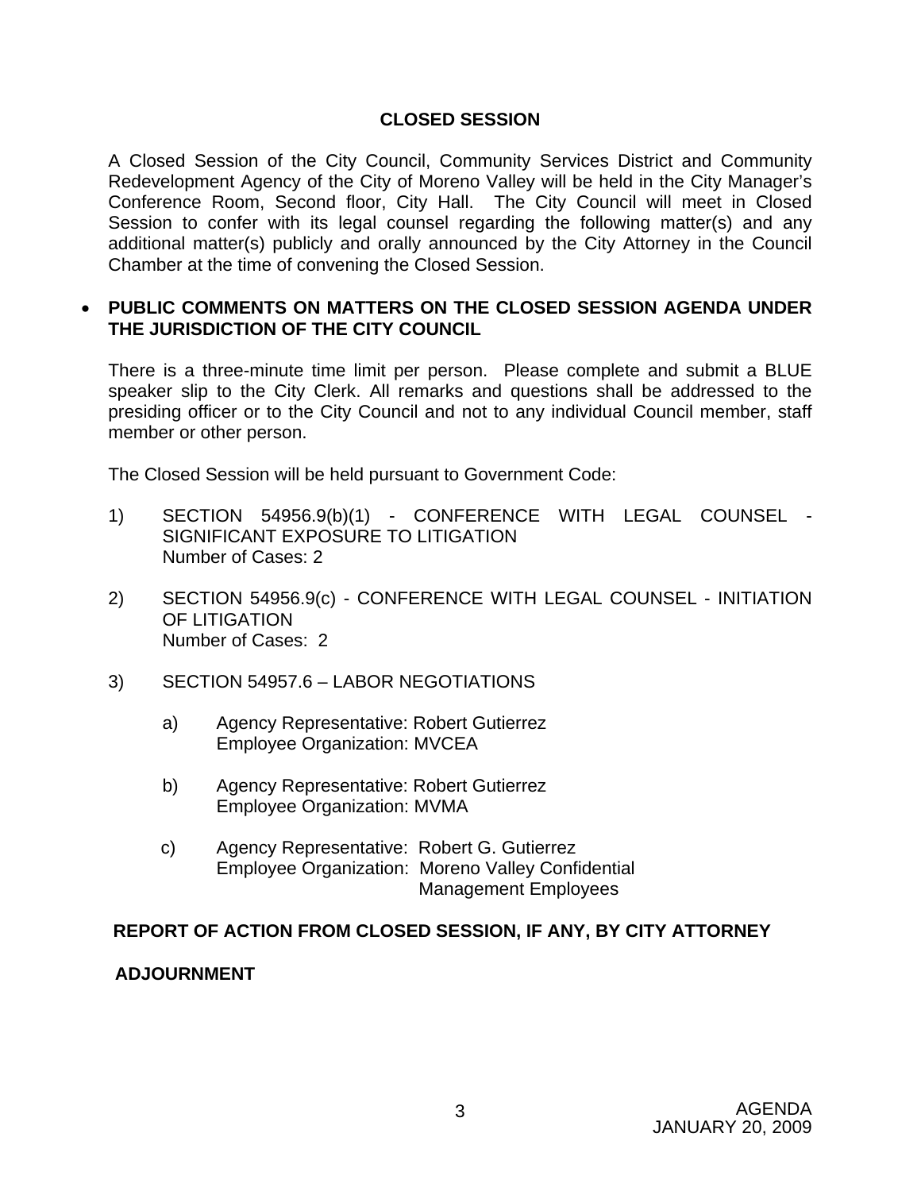## CLOSED SESSION

A Closed Session of the City Council, Community Services District and Community Redevelopment Agency of the City of Moreno Valley will be held in the City Manager's Conference Room, Second floor, City Hall. The City Council will meet in Closed Session to confer with its legal counsel regarding the following matter(s) and any additional matter(s) publicly and orally announced by the City Attorney in the Council Chamber at the time of convening the Closed Session.

- **PUBLIC COMMENTS ON MATTERS ON THE CLOSED SESSION AGENDA UNDER THE JURISDICTION OF THE CITY COUNCIL**

There is a three-minute time limit per person. Please complete and submit a BLUE speaker slip to the City Clerk. All remarks and questions shall be addressed to the presiding officer or to the City Council and not to any individual Council member, staff member or other person.

The Closed Session will be held pursuant to Government Code:

1) SECTION 54956.9(b)(1) - CONFERENCE WITH LEGAL COUNSEL - SIGNIFICANT EXPOSURE TO LITIGATION
   Number of Cases: 2

2) SECTION 54956.9(c) - CONFERENCE WITH LEGAL COUNSEL - INITIATION OF LITIGATION
   Number of Cases: 2

3) SECTION 54957.6 – LABOR NEGOTIATIONS

   a) Agency Representative: Robert Gutierrez
      Employee Organization: MVCEA

   b) Agency Representative: Robert Gutierrez
      Employee Organization: MVMA

   c) Agency Representative: Robert G. Gutierrez
      Employee Organization: Moreno Valley Confidential Management Employees

**REPORT OF ACTION FROM CLOSED SESSION, IF ANY, BY CITY ATTORNEY**

**ADJOURNMENT**